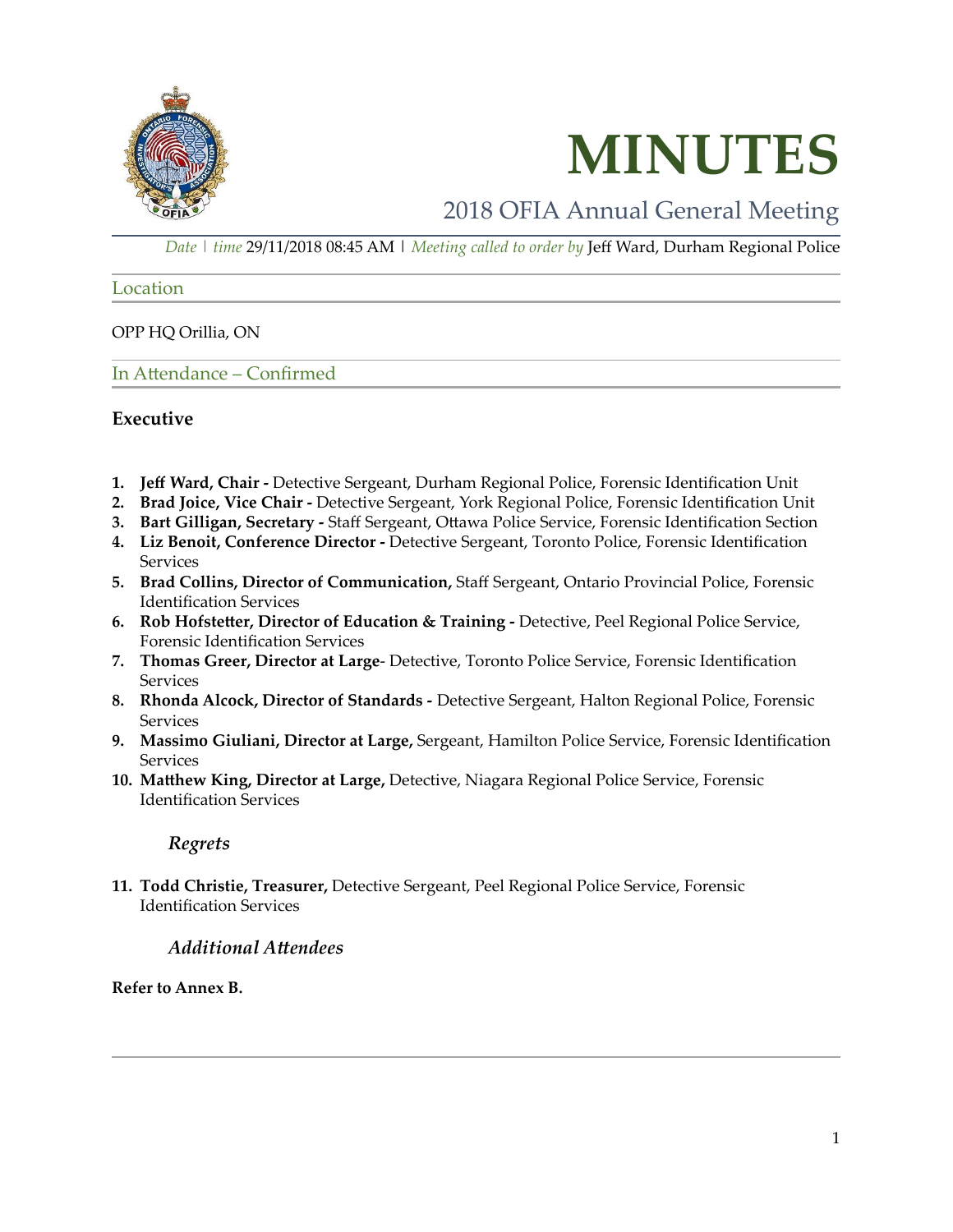# MINUTES

## 2018 OFIA Annual General Meeting

*Date | time* 29/11/2018 08:45 AM | *Meeting called to order by* Jeff Ward, Durham Regional Police

### Location

OPP HQ Orillia, ON

### In Attendance – Confirmed

**Executive**

1. **Jeff Ward, Chair -** Detective Sergeant, Durham Regional Police, Forensic Identification Unit
2. **Brad Joice, Vice Chair -** Detective Sergeant, York Regional Police, Forensic Identification Unit
3. **Bart Gilligan, Secretary -** Staff Sergeant, Ottawa Police Service, Forensic Identification Section
4. **Liz Benoit, Conference Director -** Detective Sergeant, Toronto Police, Forensic Identification Services
5. **Brad Collins, Director of Communication,** Staff Sergeant, Ontario Provincial Police, Forensic Identification Services
6. **Rob Hofstetter, Director of Education & Training -** Detective, Peel Regional Police Service, Forensic Identification Services
7. **Thomas Greer, Director at Large**- Detective, Toronto Police Service, Forensic Identification Services
8. **Rhonda Alcock, Director of Standards -** Detective Sergeant, Halton Regional Police, Forensic Services
9. **Massimo Giuliani, Director at Large,** Sergeant, Hamilton Police Service, Forensic Identification Services
10. **Matthew King, Director at Large,** Detective, Niagara Regional Police Service, Forensic Identification Services

***Regrets***

11. **Todd Christie, Treasurer,** Detective Sergeant, Peel Regional Police Service, Forensic Identification Services

***Additional Attendees***

**Refer to Annex B.**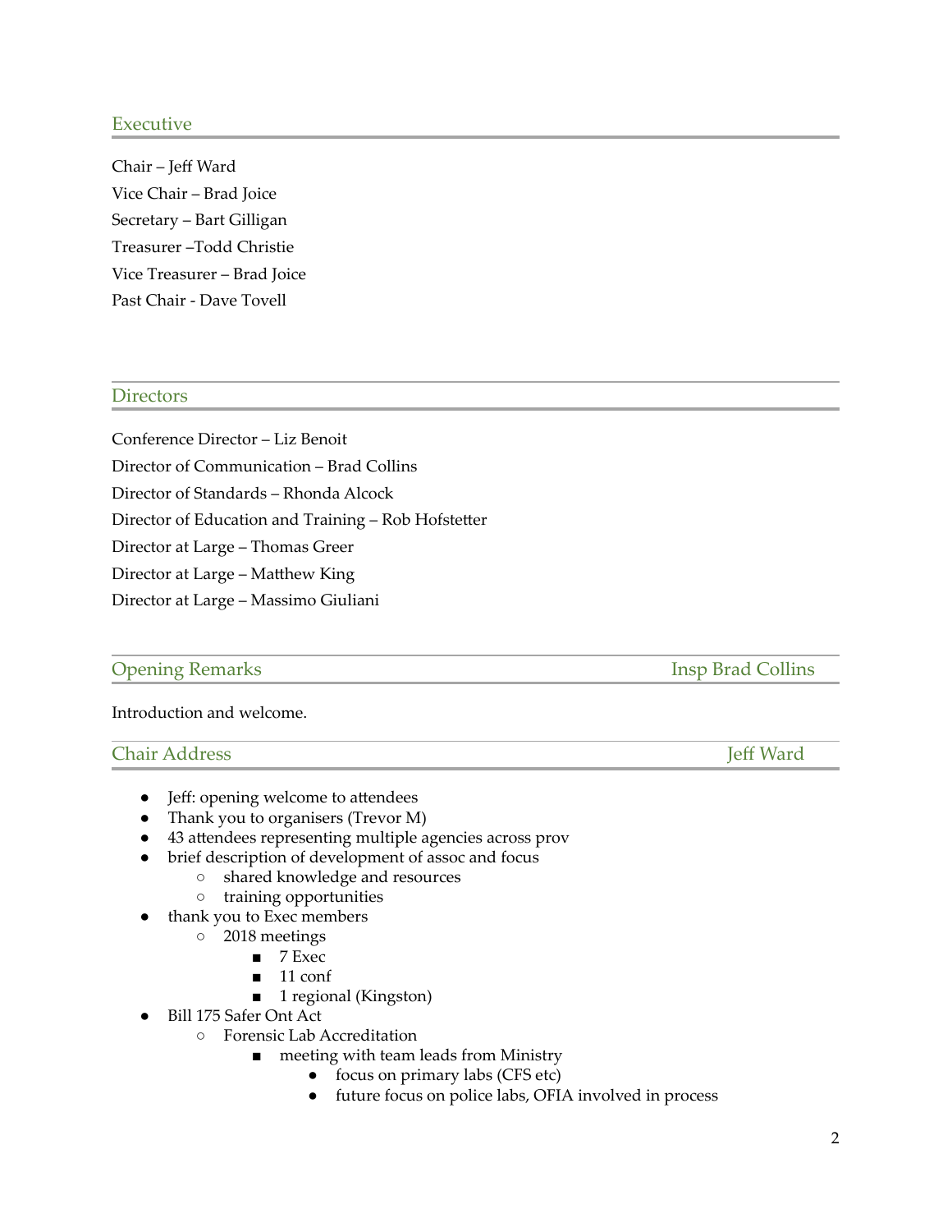## Executive

Chair – Jeff Ward
Vice Chair – Brad Joice
Secretary – Bart Gilligan
Treasurer –Todd Christie
Vice Treasurer – Brad Joice
Past Chair - Dave Tovell

## Directors

Conference Director – Liz Benoit
Director of Communication – Brad Collins
Director of Standards – Rhonda Alcock
Director of Education and Training – Rob Hofstetter
Director at Large – Thomas Greer
Director at Large – Matthew King
Director at Large – Massimo Giuliani

## Opening Remarks — Insp Brad Collins

Introduction and welcome.

## Chair Address — Jeff Ward

- Jeff: opening welcome to attendees
- Thank you to organisers (Trevor M)
- 43 attendees representing multiple agencies across prov
- brief description of development of assoc and focus
    - shared knowledge and resources
    - training opportunities
- thank you to Exec members
    - 2018 meetings
        - 7 Exec
        - 11 conf
        - 1 regional (Kingston)
- Bill 175 Safer Ont Act
    - Forensic Lab Accreditation
        - meeting with team leads from Ministry
            - focus on primary labs (CFS etc)
            - future focus on police labs, OFIA involved in process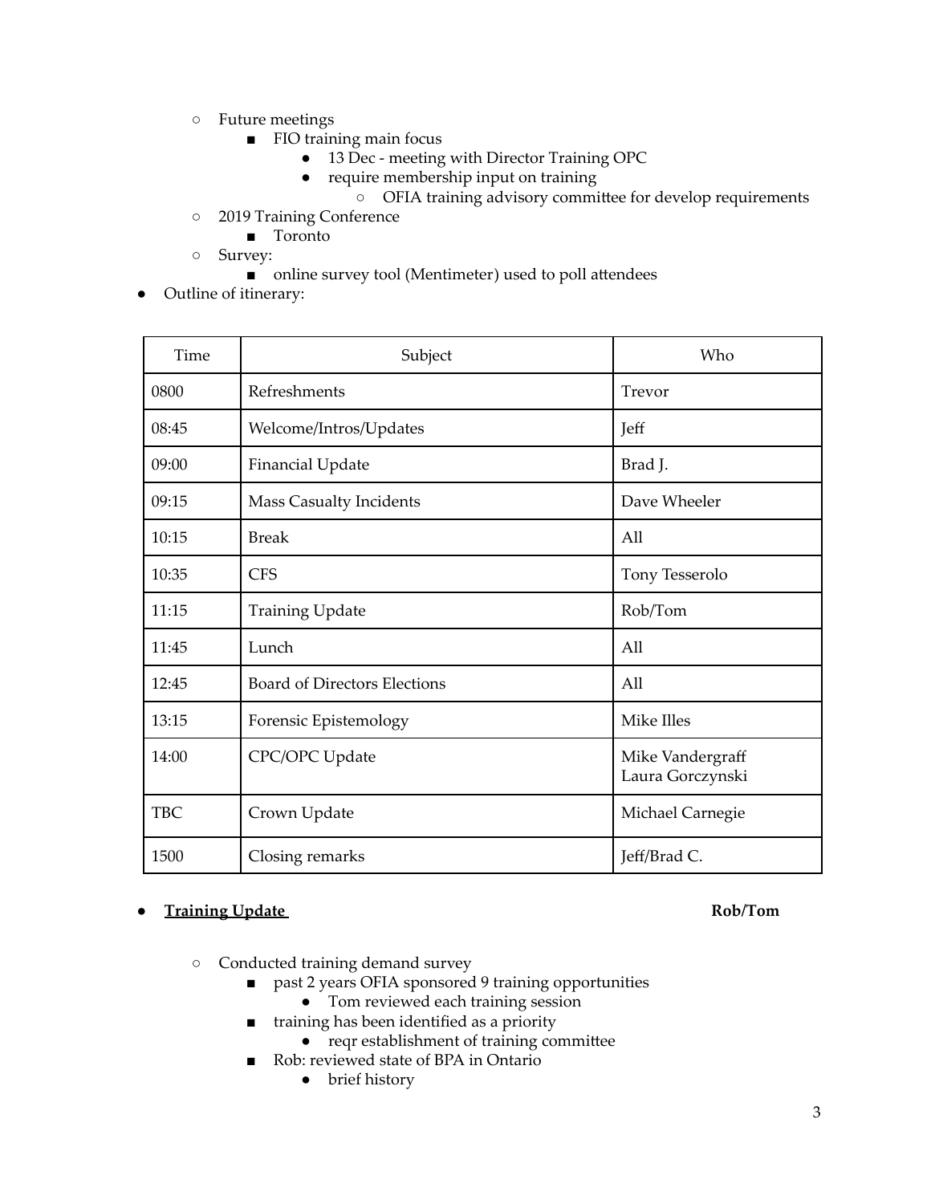- Future meetings
    - FIO training main focus
        - 13 Dec - meeting with Director Training OPC
        - require membership input on training
            - OFIA training advisory committee for develop requirements
- 2019 Training Conference
    - Toronto
- Survey:
    - online survey tool (Mentimeter) used to poll attendees

- Outline of itinerary:

| Time | Subject | Who |
|---|---|---|
| 0800 | Refreshments | Trevor |
| 08:45 | Welcome/Intros/Updates | Jeff |
| 09:00 | Financial Update | Brad J. |
| 09:15 | Mass Casualty Incidents | Dave Wheeler |
| 10:15 | Break | All |
| 10:35 | CFS | Tony Tesserolo |
| 11:15 | Training Update | Rob/Tom |
| 11:45 | Lunch | All |
| 12:45 | Board of Directors Elections | All |
| 13:15 | Forensic Epistemology | Mike Illes |
| 14:00 | CPC/OPC Update | Mike Vandergraff<br>Laura Gorczynski |
| TBC | Crown Update | Michael Carnegie |
| 1500 | Closing remarks | Jeff/Brad C. |

- **Training Update** **Rob/Tom**
    - Conducted training demand survey
        - past 2 years OFIA sponsored 9 training opportunities
            - Tom reviewed each training session
        - training has been identified as a priority
            - reqr establishment of training committee
        - Rob: reviewed state of BPA in Ontario
            - brief history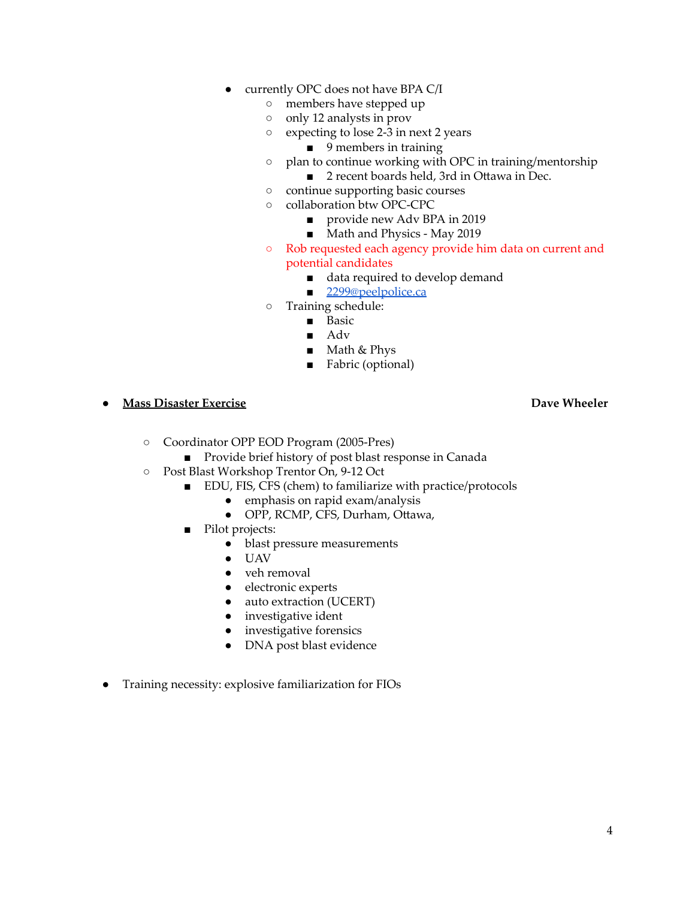- currently OPC does not have BPA C/I
    - members have stepped up
    - only 12 analysts in prov
    - expecting to lose 2-3 in next 2 years
        - 9 members in training
    - plan to continue working with OPC in training/mentorship
        - 2 recent boards held, 3rd in Ottawa in Dec.
    - continue supporting basic courses
    - collaboration btw OPC-CPC
        - provide new Adv BPA in 2019
        - Math and Physics - May 2019
    - Rob requested each agency provide him data on current and potential candidates
        - data required to develop demand
        - [2299@peelpolice.ca](mailto:2299@peelpolice.ca)
    - Training schedule:
        - Basic
        - Adv
        - Math & Phys
        - Fabric (optional)

- **Mass Disaster Exercise** **Dave Wheeler**

    - Coordinator OPP EOD Program (2005-Pres)
        - Provide brief history of post blast response in Canada
    - Post Blast Workshop Trentor On, 9-12 Oct
        - EDU, FIS, CFS (chem) to familiarize with practice/protocols
            - emphasis on rapid exam/analysis
            - OPP, RCMP, CFS, Durham, Ottawa,
        - Pilot projects:
            - blast pressure measurements
            - UAV
            - veh removal
            - electronic experts
            - auto extraction (UCERT)
            - investigative ident
            - investigative forensics
            - DNA post blast evidence

- Training necessity: explosive familiarization for FIOs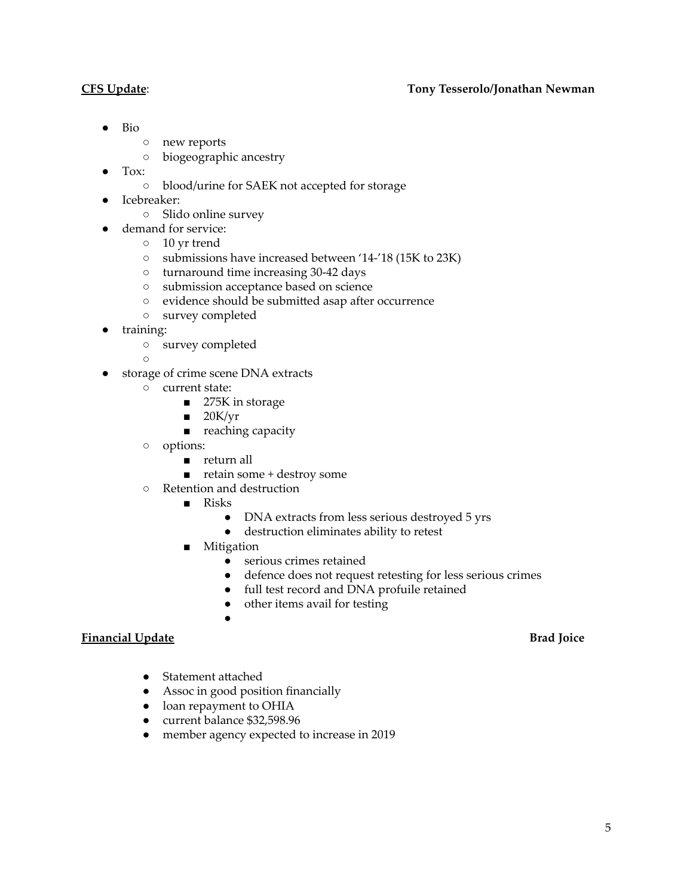**CFS Update**: **Tony Tesserolo/Jonathan Newman**

- Bio
  - new reports
  - biogeographic ancestry
- Tox:
  - blood/urine for SAEK not accepted for storage
- Icebreaker:
  - Slido online survey
- demand for service:
  - 10 yr trend
  - submissions have increased between '14-'18 (15K to 23K)
  - turnaround time increasing 30-42 days
  - submission acceptance based on science
  - evidence should be submitted asap after occurrence
  - survey completed
- training:
  - survey completed
  -
- storage of crime scene DNA extracts
  - current state:
    - 275K in storage
    - 20K/yr
    - reaching capacity
  - options:
    - return all
    - retain some + destroy some
  - Retention and destruction
    - Risks
      - DNA extracts from less serious destroyed 5 yrs
      - destruction eliminates ability to retest
    - Mitigation
      - serious crimes retained
      - defence does not request retesting for less serious crimes
      - full test record and DNA profuile retained
      - other items avail for testing
      -

**Financial Update** **Brad Joice**

- Statement attached
- Assoc in good position financially
- loan repayment to OHIA
- current balance $32,598.96
- member agency expected to increase in 2019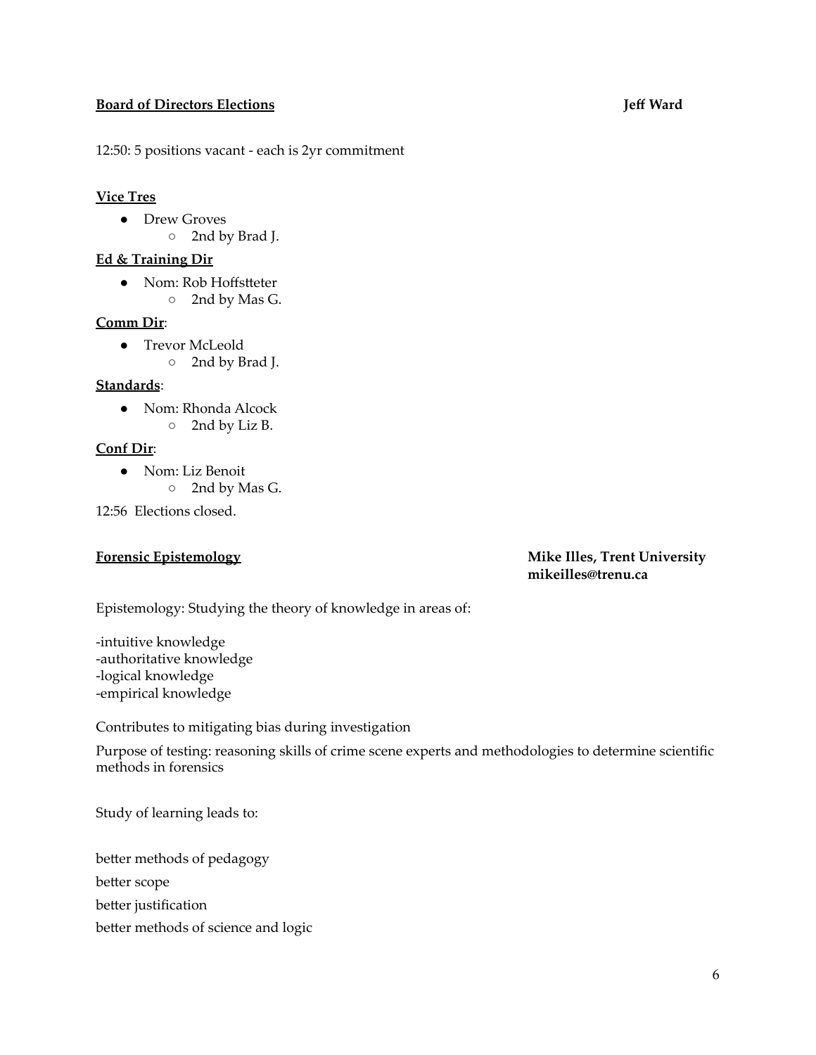**Board of Directors Elections** **Jeff Ward**

12:50: 5 positions vacant - each is 2yr commitment

**Vice Tres**

- Drew Groves
  - 2nd by Brad J.

**Ed & Training Dir**

- Nom: Rob Hoffstteter
  - 2nd by Mas G.

**Comm Dir**:

- Trevor McLeold
  - 2nd by Brad J.

**Standards**:

- Nom: Rhonda Alcock
  - 2nd by Liz B.

**Conf Dir**:

- Nom: Liz Benoit
  - 2nd by Mas G.

12:56 Elections closed.

**Forensic Epistemology** **Mike Illes, Trent University**
**mikeilles@trenu.ca**

Epistemology: Studying the theory of knowledge in areas of:

-intuitive knowledge
-authoritative knowledge
-logical knowledge
-empirical knowledge

Contributes to mitigating bias during investigation

Purpose of testing: reasoning skills of crime scene experts and methodologies to determine scientific methods in forensics

Study of learning leads to:

better methods of pedagogy

better scope

better justification

better methods of science and logic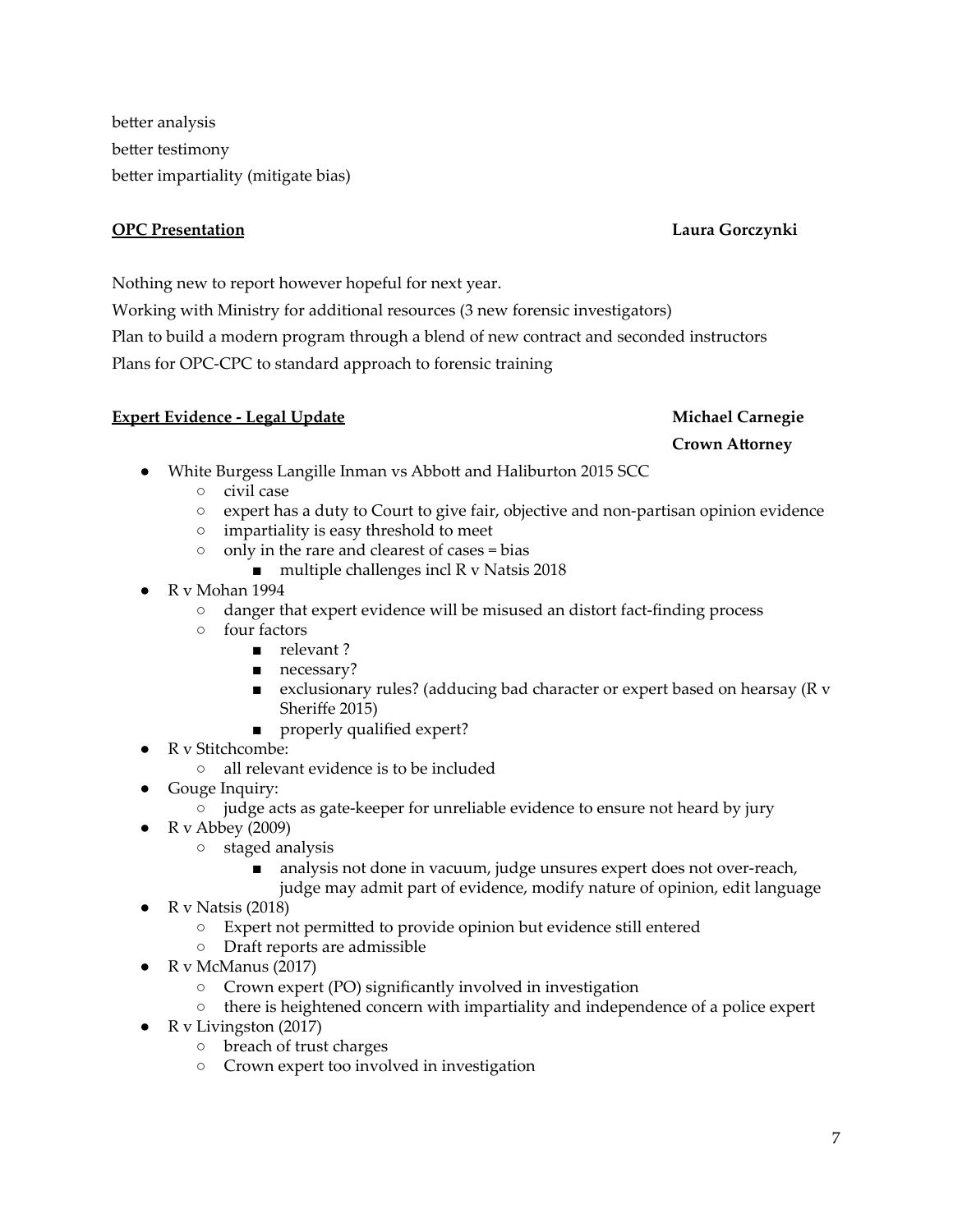better analysis
better testimony
better impartiality (mitigate bias)

**OPC Presentation** **Laura Gorczynki**

Nothing new to report however hopeful for next year.
Working with Ministry for additional resources (3 new forensic investigators)
Plan to build a modern program through a blend of new contract and seconded instructors
Plans for OPC-CPC to standard approach to forensic training

**Expert Evidence - Legal Update** **Michael Carnegie**
**Crown Attorney**

- White Burgess Langille Inman vs Abbott and Haliburton 2015 SCC
  - civil case
  - expert has a duty to Court to give fair, objective and non-partisan opinion evidence
  - impartiality is easy threshold to meet
  - only in the rare and clearest of cases = bias
    - multiple challenges incl R v Natsis 2018
- R v Mohan 1994
  - danger that expert evidence will be misused an distort fact-finding process
  - four factors
    - relevant ?
    - necessary?
    - exclusionary rules? (adducing bad character or expert based on hearsay (R v Sheriffe 2015)
    - properly qualified expert?
- R v Stitchcombe:
  - all relevant evidence is to be included
- Gouge Inquiry:
  - judge acts as gate-keeper for unreliable evidence to ensure not heard by jury
- R v Abbey (2009)
  - staged analysis
    - analysis not done in vacuum, judge unsures expert does not over-reach, judge may admit part of evidence, modify nature of opinion, edit language
- R v Natsis (2018)
  - Expert not permitted to provide opinion but evidence still entered
  - Draft reports are admissible
- R v McManus (2017)
  - Crown expert (PO) significantly involved in investigation
  - there is heightened concern with impartiality and independence of a police expert
- R v Livingston (2017)
  - breach of trust charges
  - Crown expert too involved in investigation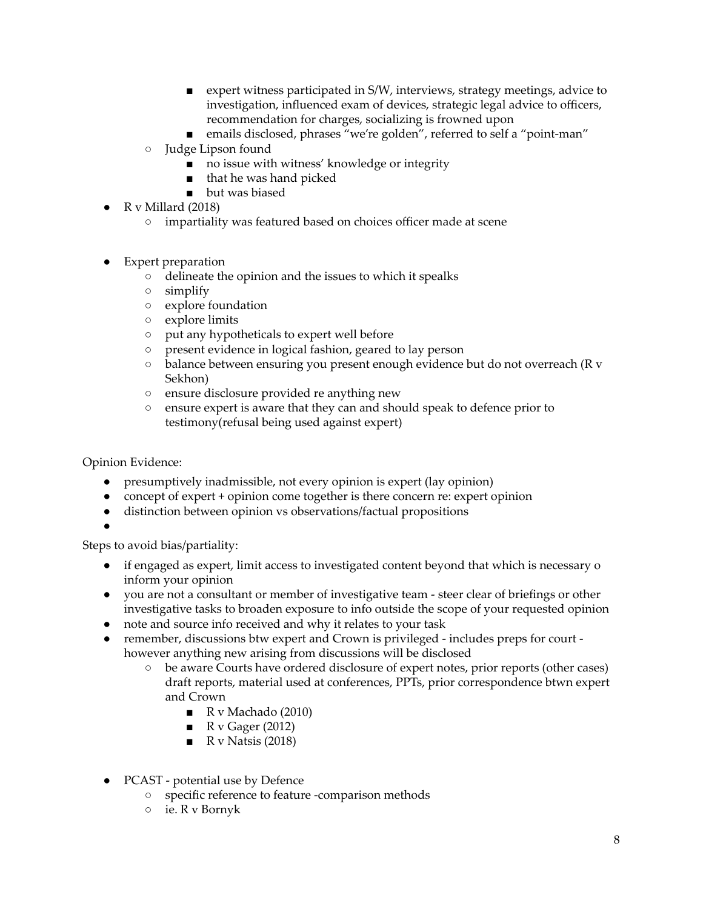- expert witness participated in S/W, interviews, strategy meetings, advice to investigation, influenced exam of devices, strategic legal advice to officers, recommendation for charges, socializing is frowned upon
        - emails disclosed, phrases "we're golden", referred to self a "point-man"
    - Judge Lipson found
        - no issue with witness' knowledge or integrity
        - that he was hand picked
        - but was biased
- R v Millard (2018)
    - impartiality was featured based on choices officer made at scene

- Expert preparation
    - delineate the opinion and the issues to which it spealks
    - simplify
    - explore foundation
    - explore limits
    - put any hypotheticals to expert well before
    - present evidence in logical fashion, geared to lay person
    - balance between ensuring you present enough evidence but do not overreach (R v Sekhon)
    - ensure disclosure provided re anything new
    - ensure expert is aware that they can and should speak to defence prior to testimony(refusal being used against expert)

Opinion Evidence:

- presumptively inadmissible, not every opinion is expert (lay opinion)
- concept of expert + opinion come together is there concern re: expert opinion
- distinction between opinion vs observations/factual propositions
-

Steps to avoid bias/partiality:

- if engaged as expert, limit access to investigated content beyond that which is necessary o inform your opinion
- you are not a consultant or member of investigative team - steer clear of briefings or other investigative tasks to broaden exposure to info outside the scope of your requested opinion
- note and source info received and why it relates to your task
- remember, discussions btw expert and Crown is privileged - includes preps for court - however anything new arising from discussions will be disclosed
    - be aware Courts have ordered disclosure of expert notes, prior reports (other cases) draft reports, material used at conferences, PPTs, prior correspondence btwn expert and Crown
        - R v Machado (2010)
        - R v Gager (2012)
        - R v Natsis (2018)

- PCAST - potential use by Defence
    - specific reference to feature -comparison methods
    - ie. R v Bornyk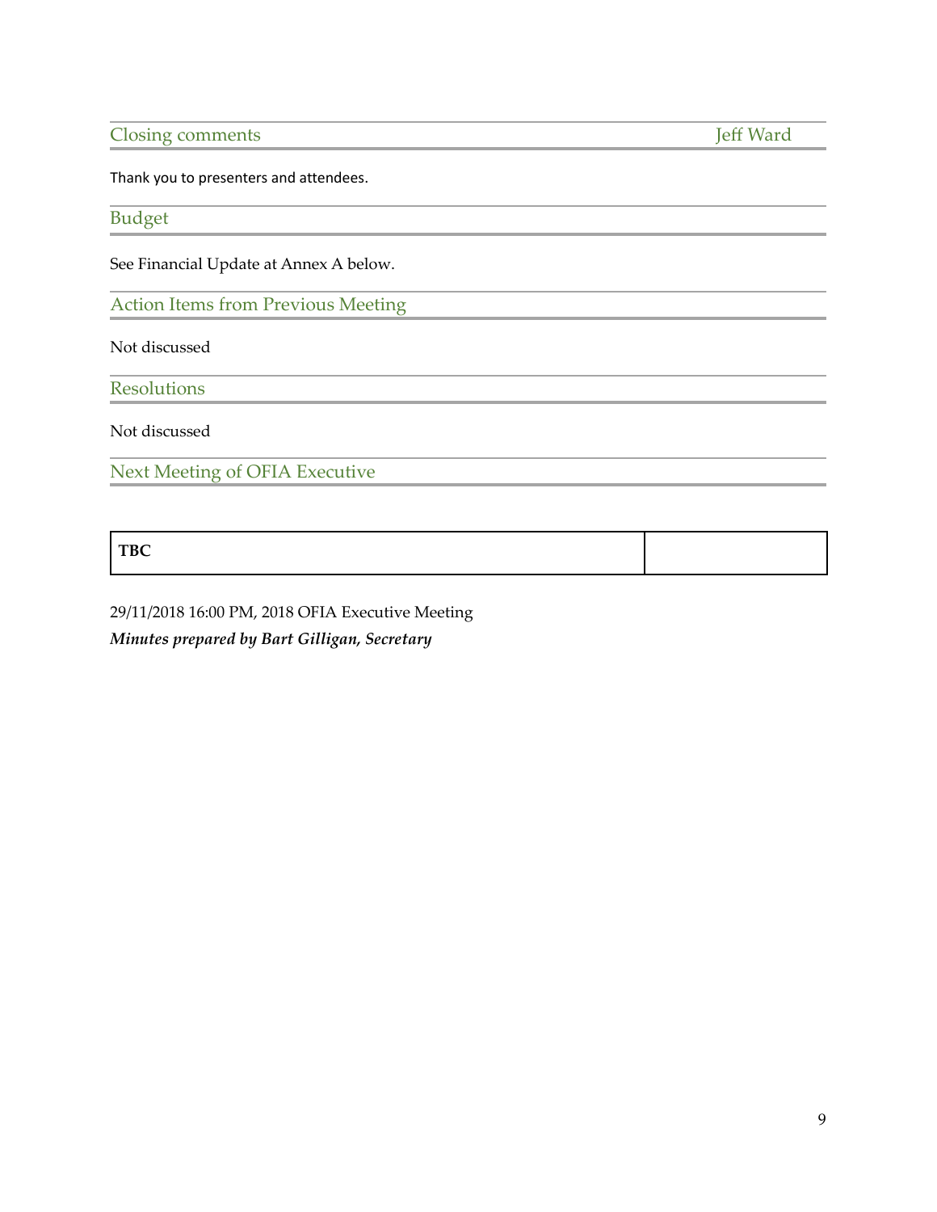## Closing comments — Jeff Ward

Thank you to presenters and attendees.

## Budget

See Financial Update at Annex A below.

## Action Items from Previous Meeting

Not discussed

## Resolutions

Not discussed

## Next Meeting of OFIA Executive

| **TBC** | |
|---|---|

29/11/2018 16:00 PM, 2018 OFIA Executive Meeting

***Minutes prepared by Bart Gilligan, Secretary***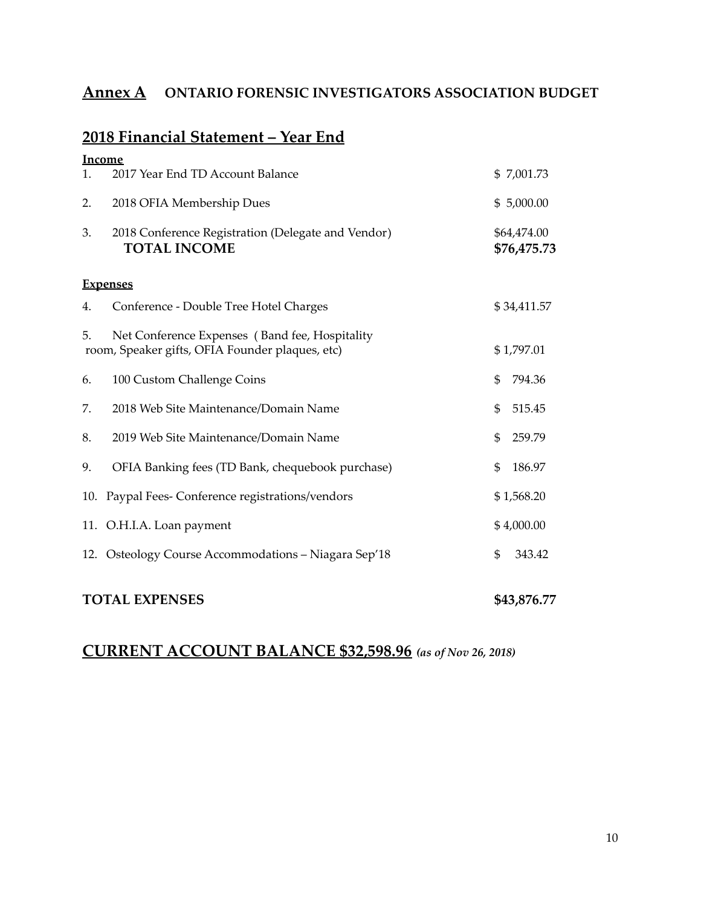## **<u>Annex A</u>** ONTARIO FORENSIC INVESTIGATORS ASSOCIATION BUDGET

## <u>2018 Financial Statement – Year End</u>

**<u>Income</u>**

| | | |
|---|---|---|
| 1. | 2017 Year End TD Account Balance | $ 7,001.73 |
| 2. | 2018 OFIA Membership Dues | $ 5,000.00 |
| 3. | 2018 Conference Registration (Delegate and Vendor) | $64,474.00 |
| | **TOTAL INCOME** | **$76,475.73** |

**<u>Expenses</u>**

| | | |
|---|---|---|
| 4. | Conference - Double Tree Hotel Charges | $ 34,411.57 |
| 5. | Net Conference Expenses ( Band fee, Hospitality room, Speaker gifts, OFIA Founder plaques, etc) | $ 1,797.01 |
| 6. | 100 Custom Challenge Coins | $ 794.36 |
| 7. | 2018 Web Site Maintenance/Domain Name | $ 515.45 |
| 8. | 2019 Web Site Maintenance/Domain Name | $ 259.79 |
| 9. | OFIA Banking fees (TD Bank, chequebook purchase) | $ 186.97 |
| 10. | Paypal Fees- Conference registrations/vendors | $ 1,568.20 |
| 11. | O.H.I.A. Loan payment | $ 4,000.00 |
| 12. | Osteology Course Accommodations – Niagara Sep'18 | $ 343.42 |
| | **TOTAL EXPENSES** | **$43,876.77** |

## <u>CURRENT ACCOUNT BALANCE $32,598.96</u> ***(as of Nov 26, 2018)***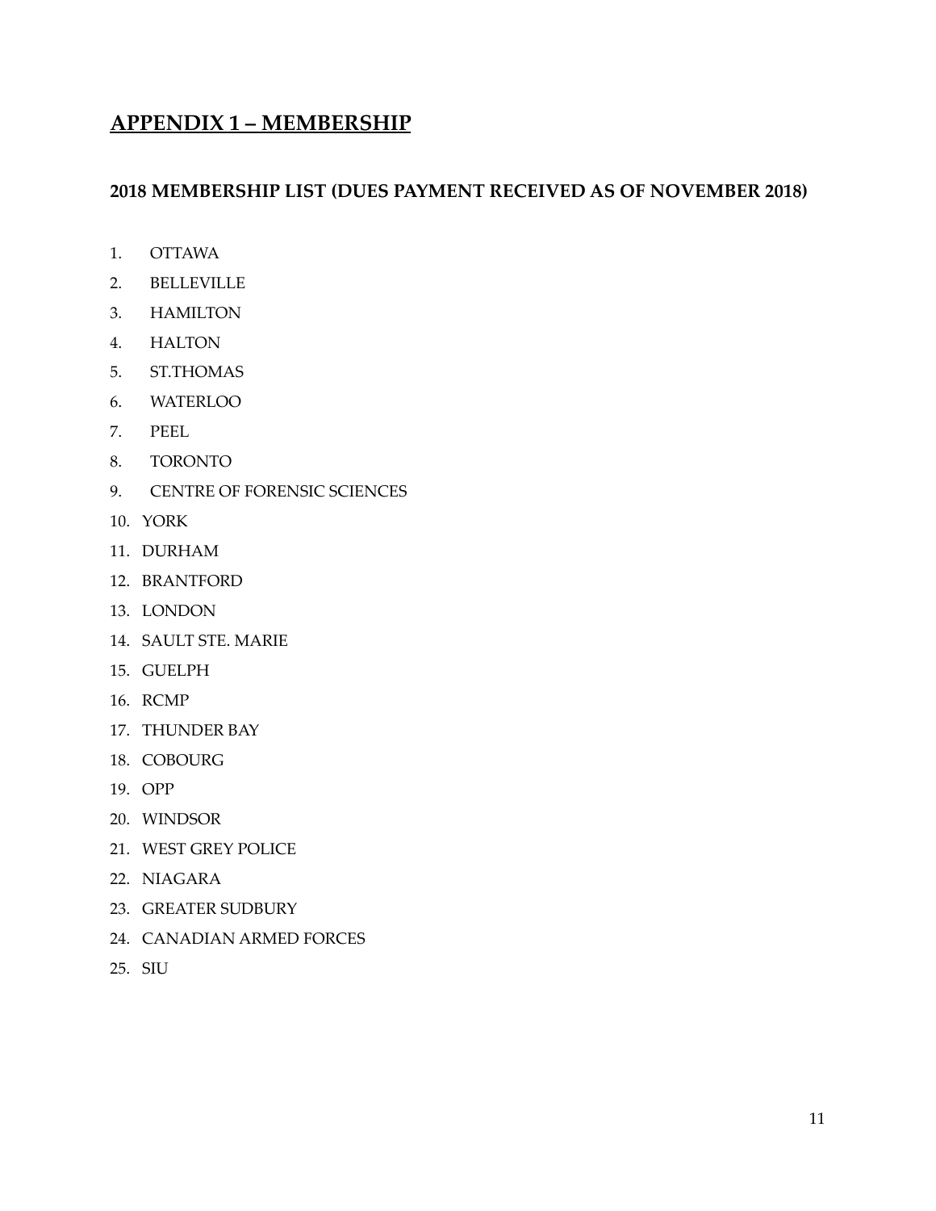## APPENDIX 1 – MEMBERSHIP

### 2018 MEMBERSHIP LIST (DUES PAYMENT RECEIVED AS OF NOVEMBER 2018)

1. OTTAWA
2. BELLEVILLE
3. HAMILTON
4. HALTON
5. ST.THOMAS
6. WATERLOO
7. PEEL
8. TORONTO
9. CENTRE OF FORENSIC SCIENCES
10. YORK
11. DURHAM
12. BRANTFORD
13. LONDON
14. SAULT STE. MARIE
15. GUELPH
16. RCMP
17. THUNDER BAY
18. COBOURG
19. OPP
20. WINDSOR
21. WEST GREY POLICE
22. NIAGARA
23. GREATER SUDBURY
24. CANADIAN ARMED FORCES
25. SIU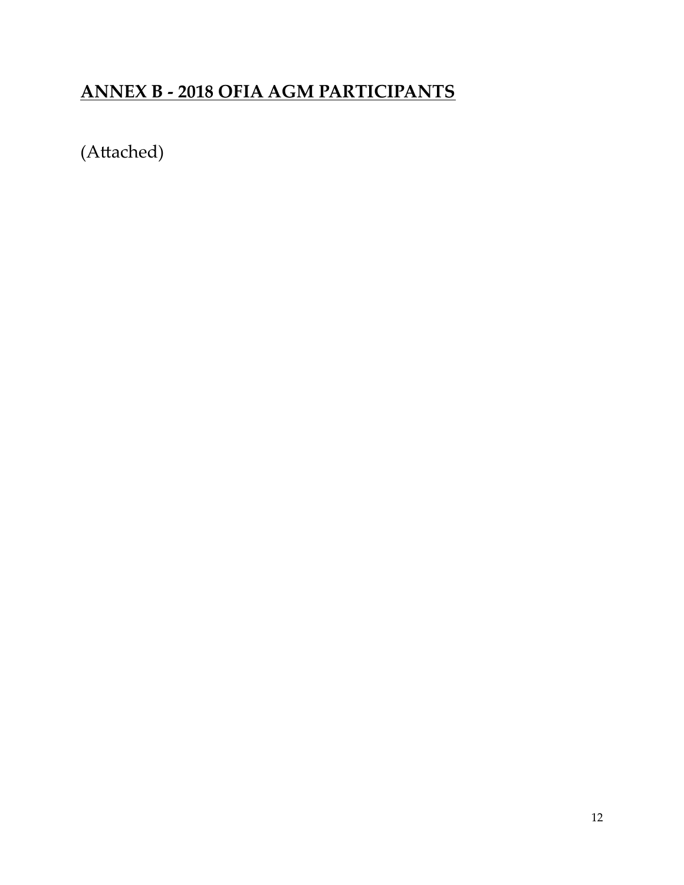## **ANNEX B - 2018 OFIA AGM PARTICIPANTS**

(Attached)